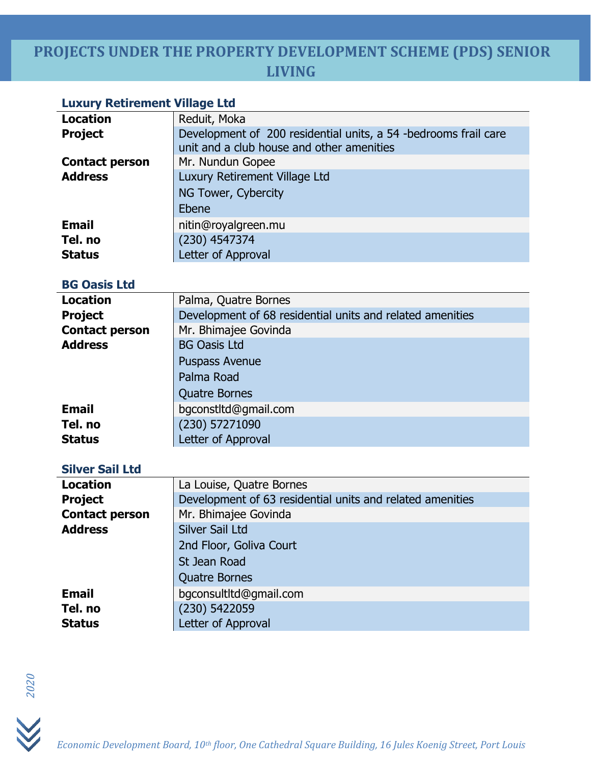# PROJECTS UNDER THE PROPERTY DEVELOPMENT SCHEME (PDS) SENIOR LIVING

### Luxury Retirement Village Ltd

| | |
|---|---|
| **Location** | Reduit, Moka |
| **Project** | Development of 200 residential units, a 54 -bedrooms frail care unit and a club house and other amenities |
| **Contact person** | Mr. Nundun Gopee |
| **Address** | Luxury Retirement Village Ltd<br>NG Tower, Cybercity<br>Ebene |
| **Email** | nitin@royalgreen.mu |
| **Tel. no** | (230) 4547374 |
| **Status** | Letter of Approval |

### BG Oasis Ltd

| | |
|---|---|
| **Location** | Palma, Quatre Bornes |
| **Project** | Development of 68 residential units and related amenities |
| **Contact person** | Mr. Bhimajee Govinda |
| **Address** | BG Oasis Ltd<br>Puspass Avenue<br>Palma Road<br>Quatre Bornes |
| **Email** | bgconstltd@gmail.com |
| **Tel. no** | (230) 57271090 |
| **Status** | Letter of Approval |

### Silver Sail Ltd

| | |
|---|---|
| **Location** | La Louise, Quatre Bornes |
| **Project** | Development of 63 residential units and related amenities |
| **Contact person** | Mr. Bhimajee Govinda |
| **Address** | Silver Sail Ltd<br>2nd Floor, Goliva Court<br>St Jean Road<br>Quatre Bornes |
| **Email** | bgconsultltd@gmail.com |
| **Tel. no** | (230) 5422059 |
| **Status** | Letter of Approval |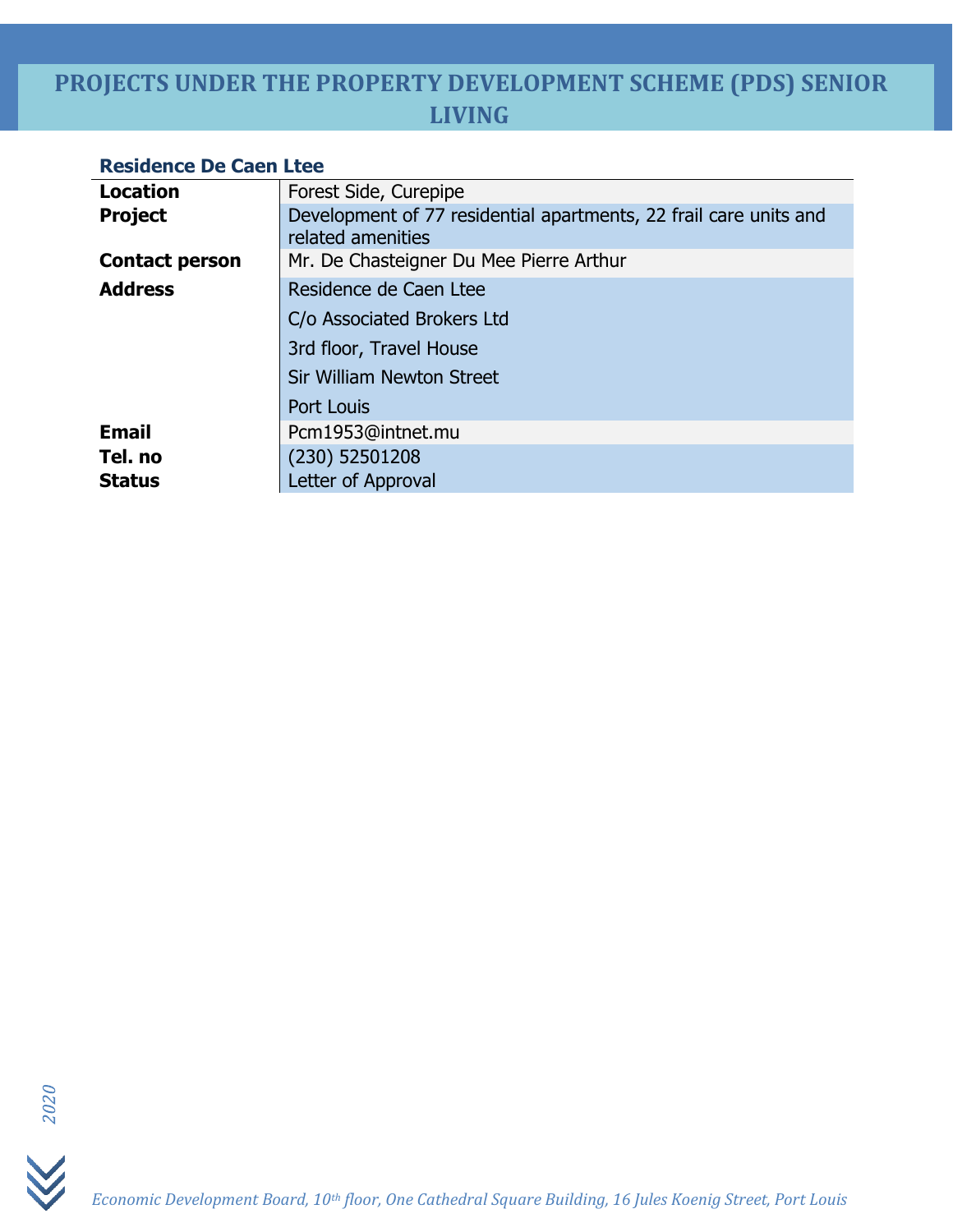# PROJECTS UNDER THE PROPERTY DEVELOPMENT SCHEME (PDS) SENIOR LIVING

### Residence De Caen Ltee

| | |
|---|---|
| **Location** | Forest Side, Curepipe |
| **Project** | Development of 77 residential apartments, 22 frail care units and related amenities |
| **Contact person** | Mr. De Chasteigner Du Mee Pierre Arthur |
| **Address** | Residence de Caen Ltee<br>C/o Associated Brokers Ltd<br>3rd floor, Travel House<br>Sir William Newton Street<br>Port Louis |
| **Email** | Pcm1953@intnet.mu |
| **Tel. no** | (230) 52501208 |
| **Status** | Letter of Approval |